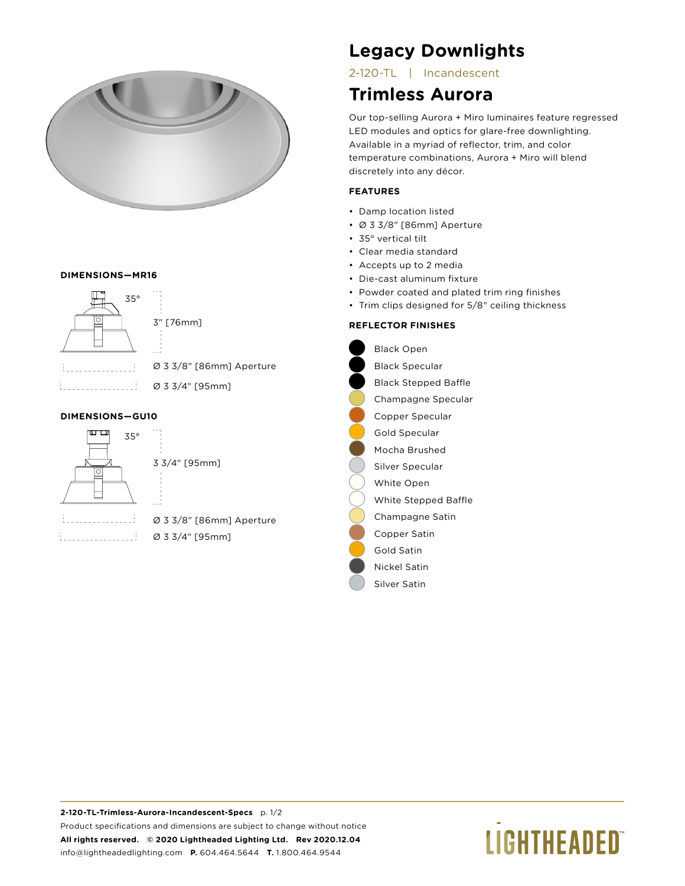# Legacy Downlights

2-120-TL | Incandescent

## Trimless Aurora

Our top-selling Aurora + Miro luminaires feature regressed LED modules and optics for glare-free downlighting. Available in a myriad of reflector, trim, and color temperature combinations, Aurora + Miro will blend discretely into any décor.

### FEATURES

- Damp location listed
- Ø 3 3/8" [86mm] Aperture
- 35° vertical tilt
- Clear media standard
- Accepts up to 2 media
- Die-cast aluminum fixture
- Powder coated and plated trim ring finishes
- Trim clips designed for 5/8" ceiling thickness

### REFLECTOR FINISHES

- Black Open
- Black Specular
- Black Stepped Baffle
- Champagne Specular
- Copper Specular
- Gold Specular
- Mocha Brushed
- Silver Specular
- White Open
- White Stepped Baffle
- Champagne Satin
- Copper Satin
- Gold Satin
- Nickel Satin
- Silver Satin

### DIMENSIONS—MR16

35°

3" [76mm]

Ø 3 3/8" [86mm] Aperture

Ø 3 3/4" [95mm]

### DIMENSIONS—GU10

35°

3 3/4" [95mm]

Ø 3 3/8" [86mm] Aperture

Ø 3 3/4" [95mm]

**2-120-TL-Trimless-Aurora-Incandescent-Specs**

Product specifications and dimensions are subject to change without notice

**All rights reserved. © 2020 Lightheaded Lighting Ltd. Rev 2020.12.04**

info@lightheadedlighting.com **P.** 604.464.5644 **T.** 1.800.464.9544

LIGHTHEADED™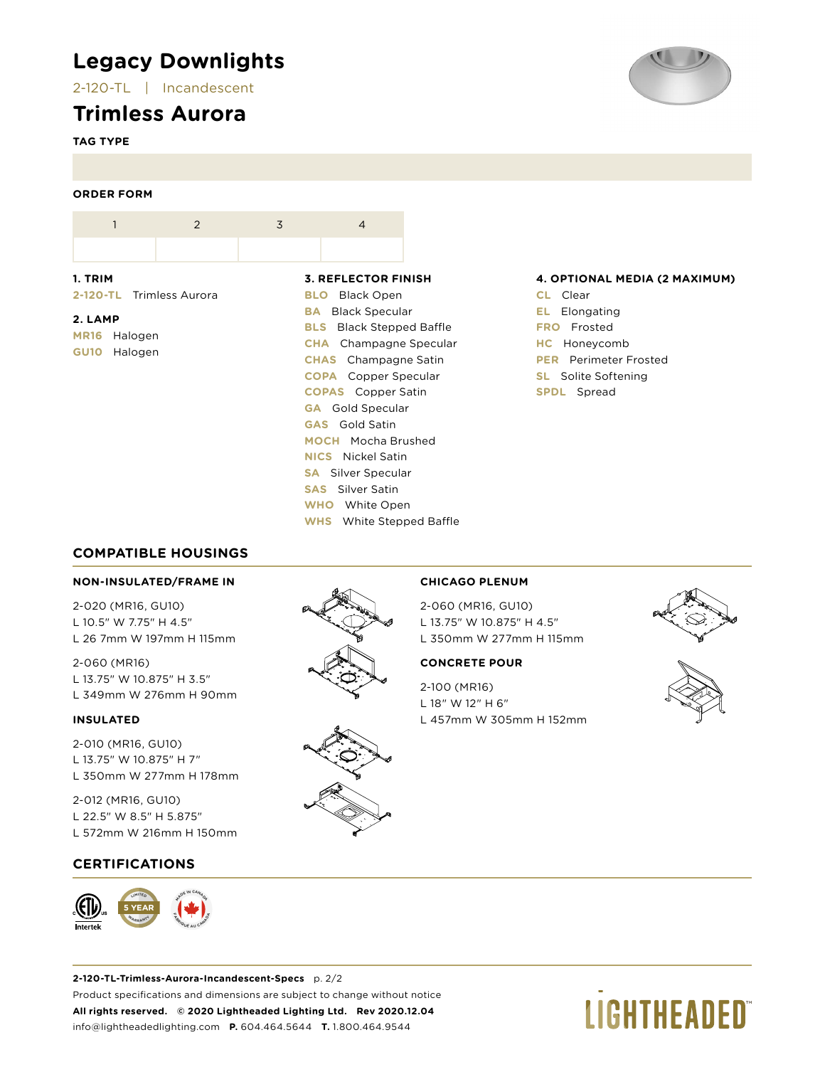# Legacy Downlights

2-120-TL | Incandescent

## Trimless Aurora

**TAG TYPE**

**ORDER FORM**

| 1 | 2 | 3 | 4 |
|---|---|---|---|
| | | | |

### 1. TRIM

**2-120-TL** Trimless Aurora

### 2. LAMP

**MR16** Halogen
**GU10** Halogen

### 3. REFLECTOR FINISH

**BLO** Black Open
**BA** Black Specular
**BLS** Black Stepped Baffle
**CHA** Champagne Specular
**CHAS** Champagne Satin
**COPA** Copper Specular
**COPAS** Copper Satin
**GA** Gold Specular
**GAS** Gold Satin
**MOCH** Mocha Brushed
**NICS** Nickel Satin
**SA** Silver Specular
**SAS** Silver Satin
**WHO** White Open
**WHS** White Stepped Baffle

### 4. OPTIONAL MEDIA (2 MAXIMUM)

**CL** Clear
**EL** Elongating
**FRO** Frosted
**HC** Honeycomb
**PER** Perimeter Frosted
**SL** Solite Softening
**SPDL** Spread

## COMPATIBLE HOUSINGS

### NON-INSULATED/FRAME IN

2-020 (MR16, GU10)
L 10.5" W 7.75" H 4.5"
L 26 7mm W 197mm H 115mm

2-060 (MR16)
L 13.75" W 10.875" H 3.5"
L 349mm W 276mm H 90mm

### INSULATED

2-010 (MR16, GU10)
L 13.75" W 10.875" H 7"
L 350mm W 277mm H 178mm

2-012 (MR16, GU10)
L 22.5" W 8.5" H 5.875"
L 572mm W 216mm H 150mm

### CHICAGO PLENUM

2-060 (MR16, GU10)
L 13.75" W 10.875" H 4.5"
L 350mm W 277mm H 115mm

### CONCRETE POUR

2-100 (MR16)
L 18" W 12" H 6"
L 457mm W 305mm H 152mm

## CERTIFICATIONS

**2-120-TL-Trimless-Aurora-Incandescent-Specs** p. 2/2
Product specifications and dimensions are subject to change without notice
**All rights reserved. © 2020 Lightheaded Lighting Ltd. Rev 2020.12.04**
info@lightheadedlighting.com **P.** 604.464.5644 **T.** 1.800.464.9544

LIGHTHEADED™